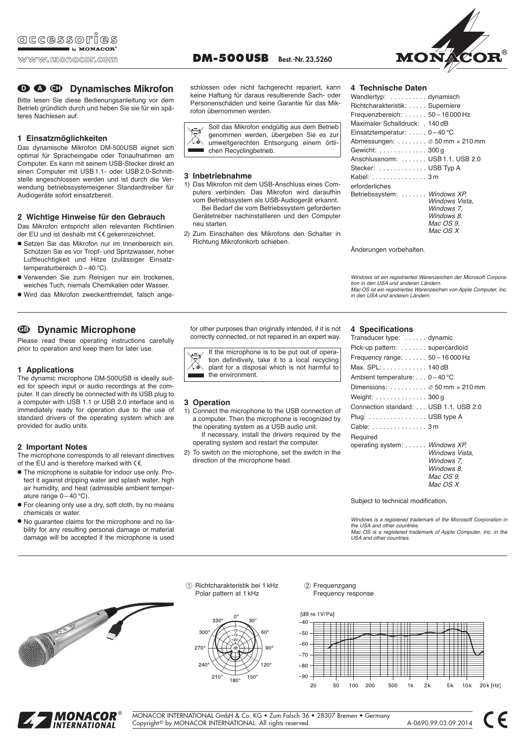accessories by MONACOR

www.monacor.com

**DM-500USB** Best.-Nr. 23.5260

# D A CH Dynamisches Mikrofon

Bitte lesen Sie diese Bedienungsanleitung vor dem Betrieb gründlich durch und heben Sie sie für ein späteres Nachlesen auf.

## 1 Einsatzmöglichkeiten

Das dynamische Mikrofon DM-500USB eignet sich optimal für Spracheingabe oder Tonaufnahmen am Computer. Es kann mit seinem USB-Stecker direkt an einen Computer mit USB 1.1- oder USB 2.0-Schnittstelle angeschlossen werden und ist durch die Verwendung betriebssystemeigener Standardtreiber für Audiogeräte sofort einsatzbereit.

## 2 Wichtige Hinweise für den Gebrauch

Das Mikrofon entspricht allen relevanten Richtlinien der EU und ist deshalb mit CE gekennzeichnet.

- Setzen Sie das Mikrofon nur im Innenbereich ein. Schützen Sie es vor Tropf- und Spritzwasser, hoher Luftfeuchtigkeit und Hitze (zulässiger Einsatztemperaturbereich 0 – 40 °C).
- Verwenden Sie zum Reinigen nur ein trockenes, weiches Tuch, niemals Chemikalien oder Wasser.
- Wird das Mikrofon zweckentfremdet, falsch angeschlossen oder nicht fachgerecht repariert, kann keine Haftung für daraus resultierende Sach- oder Personenschäden und keine Garantie für das Mikrofon übernommen werden.

Soll das Mikrofon endgültig aus dem Betrieb genommen werden, übergeben Sie es zur umweltgerechten Entsorgung einem örtlichen Recyclingbetrieb.

## 3 Inbetriebnahme

1) Das Mikrofon mit dem USB-Anschluss eines Computers verbinden. Das Mikrofon wird daraufhin vom Betriebssystem als USB-Audiogerät erkannt.
   Bei Bedarf die vom Betriebssystem geforderten Gerätetreiber nachinstallieren und den Computer neu starten.
2) Zum Einschalten des Mikrofons den Schalter in Richtung Mikrofonkorb schieben.

## 4 Technische Daten

| | |
|---|---|
| Wandlertyp: | dynamisch |
| Richtcharakteristik: | Superniere |
| Frequenzbereich: | 50 – 16 000 Hz |
| Maximaler Schalldruck: | 140 dB |
| Einsatztemperatur: | 0 – 40 °C |
| Abmessungen: | ⌀ 50 mm × 210 mm |
| Gewicht: | 300 g |
| Anschlussnorm: | USB 1.1, USB 2.0 |
| Stecker: | USB Typ A |
| Kabel: | 3 m |
| erforderliches Betriebssystem: | *Windows XP, Windows Vista, Windows 7, Windows 8, Mac OS 9, Mac OS X* |

Änderungen vorbehalten.

*Windows ist ein registriertes Warenzeichen der Microsoft Corporation in den USA und anderen Ländern.*
*Mac OS ist ein registriertes Warenzeichen von Apple Computer, Inc. in den USA und anderen Ländern.*

# GB Dynamic Microphone

Please read these operating instructions carefully prior to operation and keep them for later use.

## 1 Applications

The dynamic microphone DM-500USB is ideally suited for speech input or audio recordings at the computer. It can directly be connected with its USB plug to a computer with USB 1.1 or USB 2.0 interface and is immediately ready for operation due to the use of standard drivers of the operating system which are provided for audio units.

## 2 Important Notes

The microphone corresponds to all relevant directives of the EU and is therefore marked with CE.

- The microphone is suitable for indoor use only. Protect it against dripping water and splash water, high air humidity, and heat (admissible ambient temperature range 0 – 40 °C).
- For cleaning only use a dry, soft cloth, by no means chemicals or water.
- No guarantee claims for the microphone and no liability for any resulting personal damage or material damage will be accepted if the microphone is used for other purposes than originally intended, if it is not correctly connected, or not repaired in an expert way.

If the microphone is to be put out of operation definitively, take it to a local recycling plant for a disposal which is not harmful to the environment.

## 3 Operation

1) Connect the microphone to the USB connection of a computer. Then the microphone is recognized by the operating system as a USB audio unit.
   If necessary, install the drivers required by the operating system and restart the computer.
2) To switch on the microphone, set the switch in the direction of the microphone head.

## 4 Specifications

| | |
|---|---|
| Transducer type: | dynamic |
| Pick-up pattern: | supercardioid |
| Frequency range: | 50 – 16 000 Hz |
| Max. SPL: | 140 dB |
| Ambient temperature: | 0 – 40 °C |
| Dimensions: | ⌀ 50 mm × 210 mm |
| Weight: | 300 g |
| Connection standard: | USB 1.1, USB 2.0 |
| Plug: | USB type A |
| Cable: | 3 m |
| Required operating system: | *Windows XP, Windows Vista, Windows 7, Windows 8, Mac OS 9, Mac OS X* |

Subject to technical modification.

*Windows is a registered trademark of the Microsoft Corporation in the USA and other countries.*
*Mac OS is a registered trademark of Apple Computer, Inc. in the USA and other countries.*

① Richtcharakteristik bei 1 kHz
Polar pattern at 1 kHz

② Frequenzgang
Frequency response

MONACOR INTERNATIONAL GmbH & Co. KG • Zum Falsch 36 • 28307 Bremen • Germany
Copyright© by MONACOR INTERNATIONAL. All rights reserved.

A-0690.99.03.09.2014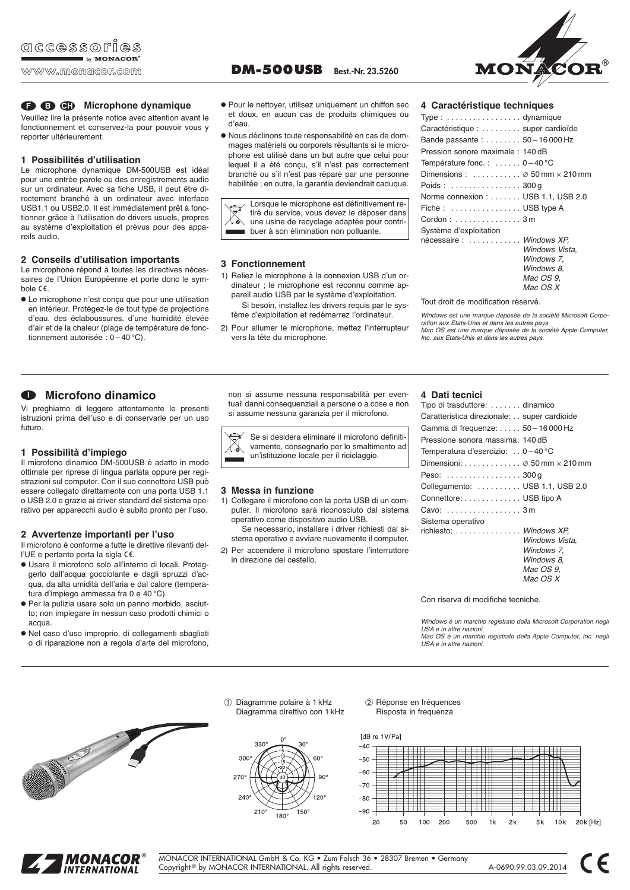# DM-500USB Best.-Nr. 23.5260

## F B CH Microphone dynamique

Veuillez lire la présente notice avec attention avant le fonctionnement et conservez-la pour pouvoir vous y reporter ultérieurement.

### 1 Possibilités d'utilisation

Le microphone dynamique DM-500USB est idéal pour une entrée parole ou des enregistrements audio sur un ordinateur. Avec sa fiche USB, il peut être directement branché à un ordinateur avec interface USB1.1 ou USB2.0. Il est immédiatement prêt à fonctionner grâce à l'utilisation de drivers usuels, propres au système d'exploitation et prévus pour des appareils audio.

### 2 Conseils d'utilisation importants

Le microphone répond à toutes les directives nécessaires de l'Union Européenne et porte donc le symbole CE.

- Le microphone n'est conçu que pour une utilisation en intérieur. Protégez-le de tout type de projections d'eau, des éclaboussures, d'une humidité élevée d'air et de la chaleur (plage de température de fonctionnement autorisée : 0 – 40 °C).
- Pour le nettoyer, utilisez uniquement un chiffon sec et doux, en aucun cas de produits chimiques ou d'eau.
- Nous déclinons toute responsabilité en cas de dommages matériels ou corporels résultants si le microphone est utilisé dans un but autre que celui pour lequel il a été conçu, s'il n'est pas correctement branché ou s'il n'est pas réparé par une personne habilitée ; en outre, la garantie deviendrait caduque.

Lorsque le microphone est définitivement retiré du service, vous devez le déposer dans une usine de recyclage adaptée pour contribuer à son élimination non polluante.

### 3 Fonctionnement

1) Reliez le microphone à la connexion USB d'un ordinateur ; le microphone est reconnu comme appareil audio USB par le système d'exploitation.
   Si besoin, installez les drivers requis par le système d'exploitation et redémarrez l'ordinateur.
2) Pour allumer le microphone, mettez l'interrupteur vers la tête du microphone.

### 4 Caractéristique techniques

| | |
|---|---|
| Type : | dynamique |
| Caractéristique : | super cardioïde |
| Bande passante : | 50 – 16 000 Hz |
| Pression sonore maximale : | 140 dB |
| Température fonc. : | 0 – 40 °C |
| Dimensions : | ∅ 50 mm × 210 mm |
| Poids : | 300 g |
| Norme connexion : | USB 1.1, USB 2.0 |
| Fiche : | USB type A |
| Cordon : | 3 m |
| Système d'exploitation nécessaire : | *Windows XP, Windows Vista, Windows 7, Windows 8, Mac OS 9, Mac OS X* |

Tout droit de modification réservé.

*Windows est une marque déposée de la société Microsoft Corporation aux Etats-Unis et dans les autres pays.*
*Mac OS est une marque déposée de la société Apple Computer, Inc. aux Etats-Unis et dans les autres pays.*

## I Microfono dinamico

Vi preghiamo di leggere attentamente le presenti istruzioni prima dell'uso e di conservarle per un uso futuro.

### 1 Possibilità d'impiego

Il microfono dinamico DM-500USB è adatto in modo ottimale per riprese di lingua parlata oppure per registrazioni sul computer. Con il suo connettore USB può essere collegato direttamente con una porta USB 1.1 o USB 2.0 e grazie ai driver standard del sistema operativo per apparecchi audio è subito pronto per l'uso.

### 2 Avvertenze importanti per l'uso

Il microfono è conforme a tutte le direttive rilevanti dell'UE e pertanto porta la sigla CE.

- Usare il microfono solo all'interno di locali. Proteggerlo dall'acqua gocciolante e dagli spruzzi d'acqua, da alta umidità dell'aria e dal calore (temperatura d'impiego ammessa fra 0 e 40 °C).
- Per la pulizia usare solo un panno morbido, asciutto; non impiegare in nessun caso prodotti chimici o acqua.
- Nel caso d'uso improprio, di collegamenti sbagliati o di riparazione non a regola d'arte del microfono, non si assume nessuna responsabilità per eventuali danni consequenziali a persone o a cose e non si assume nessuna garanzia per il microfono.

Se si desidera eliminare il microfono definitivamente, consegnarlo per lo smaltimento ad un'istituzione locale per il riciclaggio.

### 3 Messa in funzione

1) Collegare il microfono con la porta USB di un computer. Il microfono sarà riconosciuto dal sistema operativo come dispositivo audio USB.
   Se necessario, installare i driver richiesti dal sistema operativo e avviare nuovamente il computer.
2) Per accendere il microfono spostare l'interruttore in direzione del cestello.

### 4 Dati tecnici

| | |
|---|---|
| Tipo di trasduttore: | dinamico |
| Caratteristica direzionale: | super cardioide |
| Gamma di frequenze: | 50 – 16 000 Hz |
| Pressione sonora massima: | 140 dB |
| Temperatura d'esercizio: | 0 – 40 °C |
| Dimensioni: | ∅ 50 mm × 210 mm |
| Peso: | 300 g |
| Collegamento: | USB 1.1, USB 2.0 |
| Connettore: | USB tipo A |
| Cavo: | 3 m |
| Sistema operativo richiesto: | *Windows XP, Windows Vista, Windows 7, Windows 8, Mac OS 9, Mac OS X* |

Con riserva di modifiche tecniche.

*Windows è un marchio registrato della Microsoft Corporation negli USA e in altre nazioni.*
*Mac OS è un marchio registrato della Apple Computer, Inc. negli USA e in altre nazioni.*

① Diagramme polaire à 1 kHz
Diagramma direttivo con 1 kHz

② Réponse en fréquences
Risposta in frequenza

MONACOR INTERNATIONAL GmbH & Co. KG • Zum Falsch 36 • 28307 Bremen • Germany
Copyright© by MONACOR INTERNATIONAL. All rights reserved.
A-0690.99.03.09.2014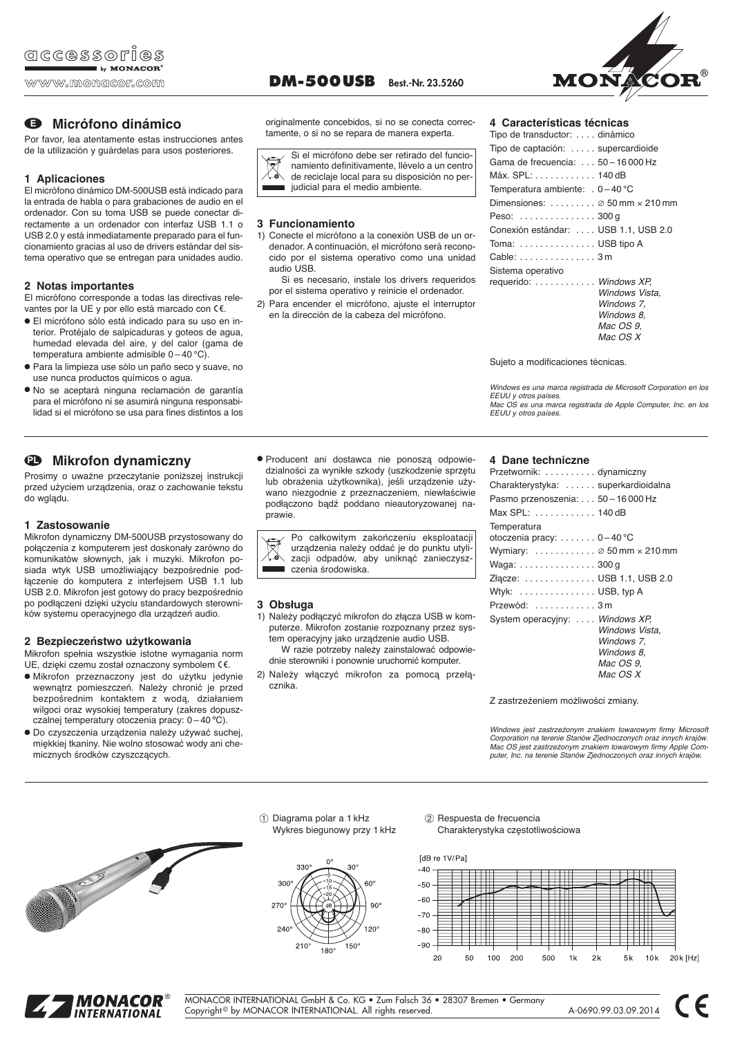accessories by MONACOR

www.monacor.com

**DM-500USB** Best.-Nr. 23.5260

## E Micrófono dinámico

Por favor, lea atentamente estas instrucciones antes de la utilización y guárdelas para usos posteriores.

### 1 Aplicaciones

El micrófono dinámico DM-500USB está indicado para la entrada de habla o para grabaciones de audio en el ordenador. Con su toma USB se puede conectar directamente a un ordenador con interfaz USB 1.1 o USB 2.0 y está inmediatamente preparado para el funcionamiento gracias al uso de drivers estándar del sistema operativo que se entregan para unidades audio.

### 2 Notas importantes

El micrófono corresponde a todas las directivas relevantes por la UE y por ello está marcado con CE.

- El micrófono sólo está indicado para su uso en interior. Protéjalo de salpicaduras y goteos de agua, humedad elevada del aire, y del calor (gama de temperatura ambiente admisible 0 – 40 °C).
- Para la limpieza use sólo un paño seco y suave, no use nunca productos químicos o agua.
- No se aceptará ninguna reclamación de garantía para el micrófono ni se asumirá ninguna responsabilidad si el micrófono se usa para fines distintos a los originalmente concebidos, si no se conecta correctamente, o si no se repara de manera experta.

Si el micrófono debe ser retirado del funcionamiento definitivamente, llévelo a un centro de reciclaje local para su disposición no perjudicial para el medio ambiente.

### 3 Funcionamiento

1) Conecte el micrófono a la conexión USB de un ordenador. A continuación, el micrófono será reconocido por el sistema operativo como una unidad audio USB.
   Si es necesario, instale los drivers requeridos por el sistema operativo y reinicie el ordenador.
2) Para encender el micrófono, ajuste el interruptor en la dirección de la cabeza del micrófono.

### 4 Características técnicas

| | |
|---|---|
| Tipo de transductor: | dinámico |
| Tipo de captación: | supercardioide |
| Gama de frecuencia: | 50 – 16 000 Hz |
| Máx. SPL: | 140 dB |
| Temperatura ambiente: | 0 – 40 °C |
| Dimensiones: | ⌀ 50 mm × 210 mm |
| Peso: | 300 g |
| Conexión estándar: | USB 1.1, USB 2.0 |
| Toma: | USB tipo A |
| Cable: | 3 m |
| Sistema operativo requerido: | *Windows XP, Windows Vista, Windows 7, Windows 8, Mac OS 9, Mac OS X* |

Sujeto a modificaciones técnicas.

*Windows es una marca registrada de Microsoft Corporation en los EEUU y otros países.*
*Mac OS es una marca registrada de Apple Computer, Inc. en los EEUU y otros países.*

## PL Mikrofon dynamiczny

Prosimy o uważne przeczytanie poniższej instrukcji przed użyciem urządzenia, oraz o zachowanie tekstu do wglądu.

### 1 Zastosowanie

Mikrofon dynamiczny DM-500USB przystosowany do połączenia z komputerem jest doskonały zarówno do komunikatów słownych, jak i muzyki. Mikrofon posiada wtyk USB umożliwiający bezpośrednie podłączenie do komputera z interfejsem USB 1.1 lub USB 2.0. Mikrofon jest gotowy do pracy bezpośrednio po podłączeni dzięki użyciu standardowych sterowników systemu operacyjnego dla urządzeń audio.

### 2 Bezpieczeństwo użytkowania

Mikrofon spełnia wszystkie istotne wymagania norm UE, dzięki czemu został oznaczony symbolem CE.

- Mikrofon przeznaczony jest do użytku jedynie wewnątrz pomieszczeń. Należy chronić je przed bezpośrednim kontaktem z wodą, działaniem wilgoci oraz wysokiej temperatury (zakres dopuszczalnej temperatury otoczenia pracy: 0 – 40 ºC).
- Do czyszczenia urządzenia należy używać suchej, miękkiej tkaniny. Nie wolno stosować wody ani chemicznych środków czyszczących.
- Producent ani dostawca nie ponoszą odpowiedzialności za wynikłe szkody (uszkodzenie sprzętu lub obrażenia użytkownika), jeśli urządzenie używano niezgodnie z przeznaczeniem, niewłaściwie podłączono bądź poddano nieautoryzowanej naprawie.

Po całkowitym zakończeniu eksploatacji urządzenia należy oddać je do punktu utylizacji odpadów, aby uniknąć zanieczyszczenia środowiska.

### 3 Obsługa

1) Należy podłączyć mikrofon do złącza USB w komputerze. Mikrofon zostanie rozpoznany przez system operacyjny jako urządzenie audio USB.
   W razie potrzeby należy zainstalować odpowiednie sterowniki i ponownie uruchomić komputer.
2) Należy włączyć mikrofon za pomocą przełącznika.

### 4 Dane techniczne

| | |
|---|---|
| Przetwornik: | dynamiczny |
| Charakterystyka: | superkardioidalna |
| Pasmo przenoszenia: | 50 – 16 000 Hz |
| Max SPL: | 140 dB |
| Temperatura otoczenia pracy: | 0 – 40 °C |
| Wymiary: | ⌀ 50 mm × 210 mm |
| Waga: | 300 g |
| Złącze: | USB 1.1, USB 2.0 |
| Wtyk: | USB, typ A |
| Przewód: | 3 m |
| System operacyjny: | *Windows XP, Windows Vista, Windows 7, Windows 8, Mac OS 9, Mac OS X* |

Z zastrzeżeniem możliwości zmiany.

*Windows jest zastrzeżonym znakiem towarowym firmy Microsoft Corporation na terenie Stanów Zjednoczonych oraz innych krajów. Mac OS jest zastrzeżonym znakiem towarowym firmy Apple Computer, Inc. na terenie Stanów Zjednoczonych oraz innych krajów.*

① Diagrama polar a 1 kHz
Wykres biegunowy przy 1 kHz

0°, 30°, 60°, 90°, 120°, 150°, 180°, 210°, 240°, 270°, 300°, 330°
–5, –10, –15, –20, dB

② Respuesta de frecuencia
Charakterystyka częstotliwościowa

[dB re 1V/Pa]
–40, –50, –60, –70, –80, –90
20, 50, 100, 200, 500, 1k, 2k, 5k, 10k, 20k [Hz]

MONACOR INTERNATIONAL GmbH & Co. KG • Zum Falsch 36 • 28307 Bremen • Germany
Copyright© by MONACOR INTERNATIONAL. All rights reserved.

A-0690.99.03.09.2014